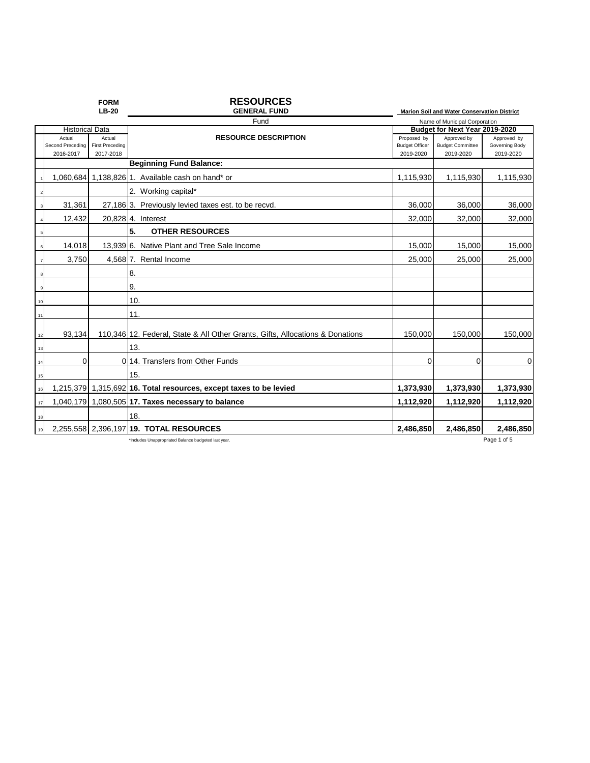**FORM LB-20**

# RESOURCES

**GENERAL FUND**

Fund

**Marion Soil and Water Conservation District**

Name of Municipal Corporation

| | Historical Data | | RESOURCE DESCRIPTION | Budget for Next Year 2019-2020 | | |
|---|---|---|---|---|---|---|
| | Actual Second Preceding 2016-2017 | Actual First Preceding 2017-2018 | | Proposed by Budget Officer 2019-2020 | Approved by Budget Committee 2019-2020 | Approved by Governing Body 2019-2020 |
| | | | **Beginning Fund Balance:** | | | |
| 1 | 1,060,684 | 1,138,826 | 1. Available cash on hand* or | 1,115,930 | 1,115,930 | 1,115,930 |
| 2 | | | 2. Working capital* | | | |
| 3 | 31,361 | 27,186 | 3. Previously levied taxes est. to be recvd. | 36,000 | 36,000 | 36,000 |
| 4 | 12,432 | 20,828 | 4. Interest | 32,000 | 32,000 | 32,000 |
| 5 | | | **5. OTHER RESOURCES** | | | |
| 6 | 14,018 | 13,939 | 6. Native Plant and Tree Sale Income | 15,000 | 15,000 | 15,000 |
| 7 | 3,750 | 4,568 | 7. Rental Income | 25,000 | 25,000 | 25,000 |
| 8 | | | 8. | | | |
| 9 | | | 9. | | | |
| 10 | | | 10. | | | |
| 11 | | | 11. | | | |
| 12 | 93,134 | 110,346 | 12. Federal, State & All Other Grants, Gifts, Allocations & Donations | 150,000 | 150,000 | 150,000 |
| 13 | | | 13. | | | |
| 14 | 0 | 0 | 14. Transfers from Other Funds | 0 | 0 | 0 |
| 15 | | | 15. | | | |
| 16 | 1,215,379 | 1,315,692 | **16. Total resources, except taxes to be levied** | **1,373,930** | **1,373,930** | **1,373,930** |
| 17 | 1,040,179 | 1,080,505 | **17. Taxes necessary to balance** | **1,112,920** | **1,112,920** | **1,112,920** |
| 18 | | | 18. | | | |
| 19 | 2,255,558 | 2,396,197 | **19. TOTAL RESOURCES** | **2,486,850** | **2,486,850** | **2,486,850** |

*Includes Unappropriated Balance budgeted last year.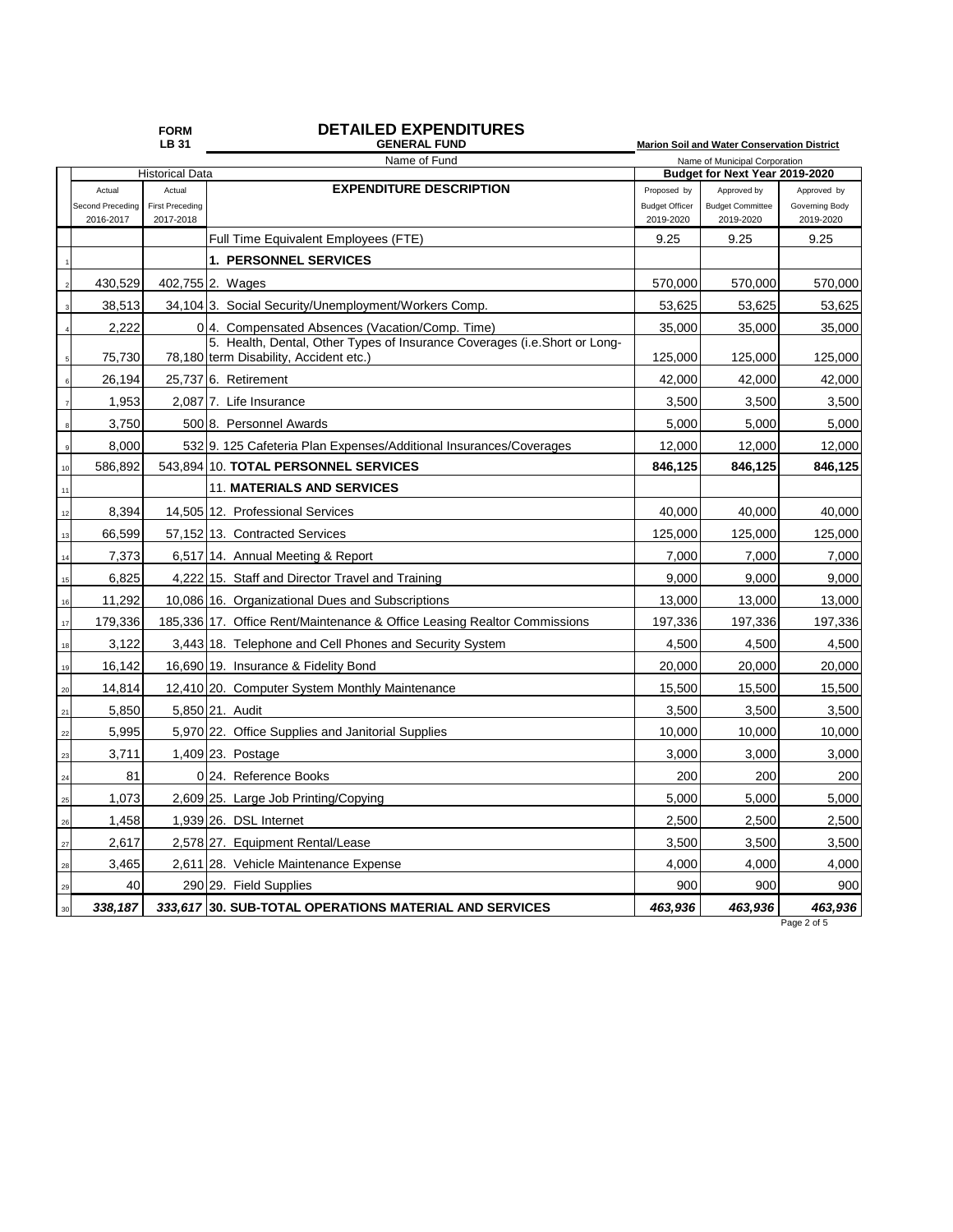FORM LB 31

# DETAILED EXPENDITURES

**GENERAL FUND** — Name of Fund

**Marion Soil and Water Conservation District** — Name of Municipal Corporation

| | Historical Data | | | Budget for Next Year 2019-2020 | | |
|---|---|---|---|---|---|---|
| | Actual Second Preceding 2016-2017 | Actual First Preceding 2017-2018 | **EXPENDITURE DESCRIPTION** | Proposed by Budget Officer 2019-2020 | Approved by Budget Committee 2019-2020 | Approved by Governing Body 2019-2020 |
| | | | Full Time Equivalent Employees (FTE) | 9.25 | 9.25 | 9.25 |
| 1 | | | **1. PERSONNEL SERVICES** | | | |
| 2 | 430,529 | 402,755 | 2. Wages | 570,000 | 570,000 | 570,000 |
| 3 | 38,513 | 34,104 | 3. Social Security/Unemployment/Workers Comp. | 53,625 | 53,625 | 53,625 |
| 4 | 2,222 | 0 | 4. Compensated Absences (Vacation/Comp. Time) | 35,000 | 35,000 | 35,000 |
| 5 | 75,730 | 78,180 | 5. Health, Dental, Other Types of Insurance Coverages (i.e.Short or Long-term Disability, Accident etc.) | 125,000 | 125,000 | 125,000 |
| 6 | 26,194 | 25,737 | 6. Retirement | 42,000 | 42,000 | 42,000 |
| 7 | 1,953 | 2,087 | 7. Life Insurance | 3,500 | 3,500 | 3,500 |
| 8 | 3,750 | 500 | 8. Personnel Awards | 5,000 | 5,000 | 5,000 |
| 9 | 8,000 | 532 | 9. 125 Cafeteria Plan Expenses/Additional Insurances/Coverages | 12,000 | 12,000 | 12,000 |
| 10 | 586,892 | 543,894 | 10. **TOTAL PERSONNEL SERVICES** | **846,125** | **846,125** | **846,125** |
| 11 | | | 11. **MATERIALS AND SERVICES** | | | |
| 12 | 8,394 | 14,505 | 12. Professional Services | 40,000 | 40,000 | 40,000 |
| 13 | 66,599 | 57,152 | 13. Contracted Services | 125,000 | 125,000 | 125,000 |
| 14 | 7,373 | 6,517 | 14. Annual Meeting & Report | 7,000 | 7,000 | 7,000 |
| 15 | 6,825 | 4,222 | 15. Staff and Director Travel and Training | 9,000 | 9,000 | 9,000 |
| 16 | 11,292 | 10,086 | 16. Organizational Dues and Subscriptions | 13,000 | 13,000 | 13,000 |
| 17 | 179,336 | 185,336 | 17. Office Rent/Maintenance & Office Leasing Realtor Commissions | 197,336 | 197,336 | 197,336 |
| 18 | 3,122 | 3,443 | 18. Telephone and Cell Phones and Security System | 4,500 | 4,500 | 4,500 |
| 19 | 16,142 | 16,690 | 19. Insurance & Fidelity Bond | 20,000 | 20,000 | 20,000 |
| 20 | 14,814 | 12,410 | 20. Computer System Monthly Maintenance | 15,500 | 15,500 | 15,500 |
| 21 | 5,850 | 5,850 | 21. Audit | 3,500 | 3,500 | 3,500 |
| 22 | 5,995 | 5,970 | 22. Office Supplies and Janitorial Supplies | 10,000 | 10,000 | 10,000 |
| 23 | 3,711 | 1,409 | 23. Postage | 3,000 | 3,000 | 3,000 |
| 24 | 81 | 0 | 24. Reference Books | 200 | 200 | 200 |
| 25 | 1,073 | 2,609 | 25. Large Job Printing/Copying | 5,000 | 5,000 | 5,000 |
| 26 | 1,458 | 1,939 | 26. DSL Internet | 2,500 | 2,500 | 2,500 |
| 27 | 2,617 | 2,578 | 27. Equipment Rental/Lease | 3,500 | 3,500 | 3,500 |
| 28 | 3,465 | 2,611 | 28. Vehicle Maintenance Expense | 4,000 | 4,000 | 4,000 |
| 29 | 40 | 290 | 29. Field Supplies | 900 | 900 | 900 |
| 30 | ***338,187*** | ***333,617*** | **30. SUB-TOTAL OPERATIONS MATERIAL AND SERVICES** | ***463,936*** | ***463,936*** | ***463,936*** |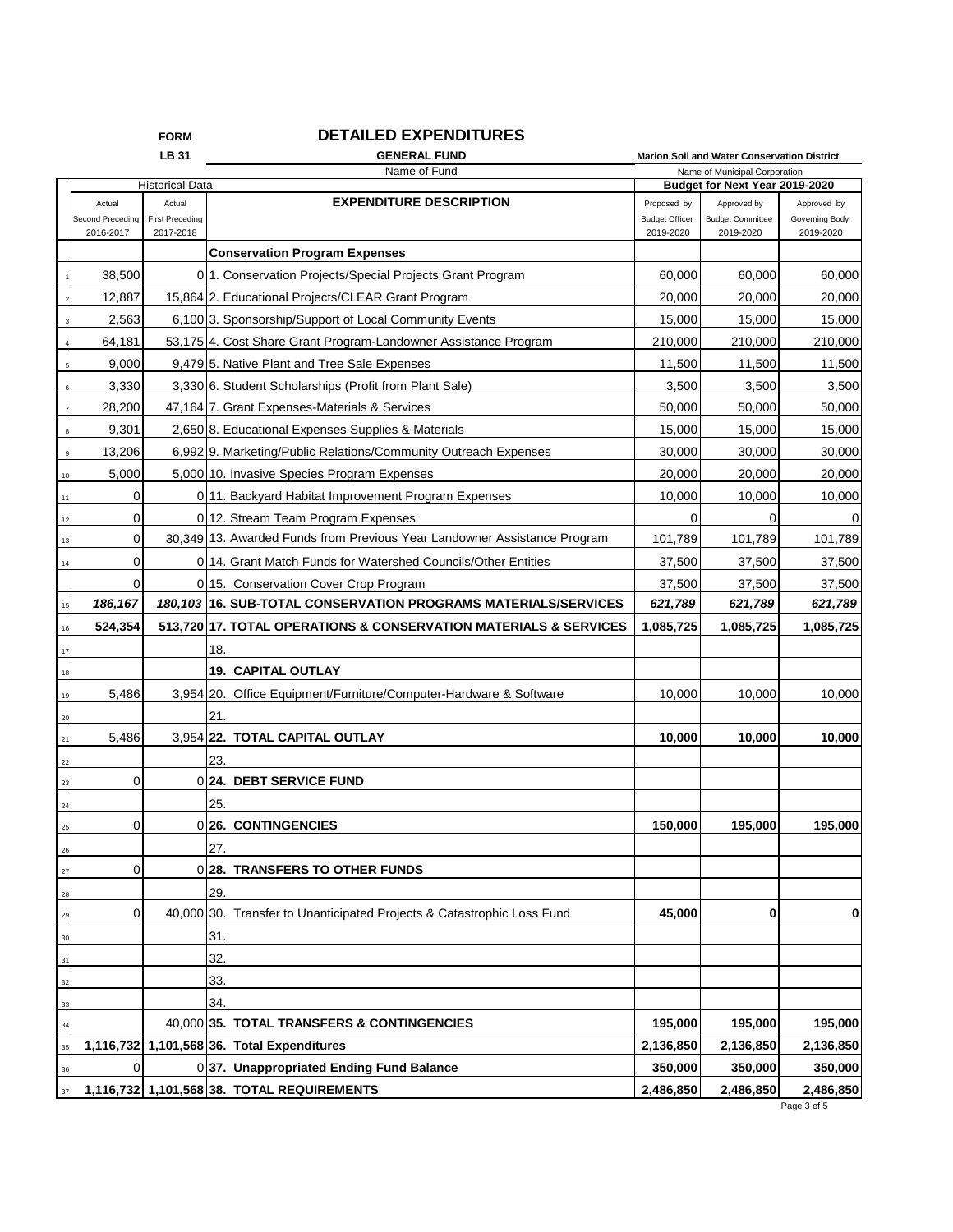FORM **LB 31**

# DETAILED EXPENDITURES

**GENERAL FUND**
Name of Fund

**Marion Soil and Water Conservation District**
Name of Municipal Corporation

| | Historical Data | | | Budget for Next Year 2019-2020 | | |
|---|---|---|---|---|---|---|
| | Actual Second Preceding 2016-2017 | Actual First Preceding 2017-2018 | **EXPENDITURE DESCRIPTION** | Proposed by Budget Officer 2019-2020 | Approved by Budget Committee 2019-2020 | Approved by Governing Body 2019-2020 |
| | | | **Conservation Program Expenses** | | | |
| 1 | 38,500 | 0 | 1. Conservation Projects/Special Projects Grant Program | 60,000 | 60,000 | 60,000 |
| 2 | 12,887 | 15,864 | 2. Educational Projects/CLEAR Grant Program | 20,000 | 20,000 | 20,000 |
| 3 | 2,563 | 6,100 | 3. Sponsorship/Support of Local Community Events | 15,000 | 15,000 | 15,000 |
| 4 | 64,181 | 53,175 | 4. Cost Share Grant Program-Landowner Assistance Program | 210,000 | 210,000 | 210,000 |
| 5 | 9,000 | 9,479 | 5. Native Plant and Tree Sale Expenses | 11,500 | 11,500 | 11,500 |
| 6 | 3,330 | 3,330 | 6. Student Scholarships (Profit from Plant Sale) | 3,500 | 3,500 | 3,500 |
| 7 | 28,200 | 47,164 | 7. Grant Expenses-Materials & Services | 50,000 | 50,000 | 50,000 |
| 8 | 9,301 | 2,650 | 8. Educational Expenses Supplies & Materials | 15,000 | 15,000 | 15,000 |
| 9 | 13,206 | 6,992 | 9. Marketing/Public Relations/Community Outreach Expenses | 30,000 | 30,000 | 30,000 |
| 10 | 5,000 | 5,000 | 10. Invasive Species Program Expenses | 20,000 | 20,000 | 20,000 |
| 11 | 0 | 0 | 11. Backyard Habitat Improvement Program Expenses | 10,000 | 10,000 | 10,000 |
| 12 | 0 | 0 | 12. Stream Team Program Expenses | 0 | 0 | 0 |
| 13 | 0 | 30,349 | 13. Awarded Funds from Previous Year Landowner Assistance Program | 101,789 | 101,789 | 101,789 |
| 14 | 0 | 0 | 14. Grant Match Funds for Watershed Councils/Other Entities | 37,500 | 37,500 | 37,500 |
| | 0 | 0 | 15. Conservation Cover Crop Program | 37,500 | 37,500 | 37,500 |
| 15 | ***186,167*** | ***180,103*** | ***16. SUB-TOTAL CONSERVATION PROGRAMS MATERIALS/SERVICES*** | ***621,789*** | ***621,789*** | ***621,789*** |
| 16 | **524,354** | **513,720** | **17. TOTAL OPERATIONS & CONSERVATION MATERIALS & SERVICES** | **1,085,725** | **1,085,725** | **1,085,725** |
| 17 | | | 18. | | | |
| 18 | | | **19. CAPITAL OUTLAY** | | | |
| 19 | 5,486 | 3,954 | 20. Office Equipment/Furniture/Computer-Hardware & Software | 10,000 | 10,000 | 10,000 |
| 20 | | | 21. | | | |
| 21 | 5,486 | 3,954 | **22. TOTAL CAPITAL OUTLAY** | **10,000** | **10,000** | **10,000** |
| 22 | | | 23. | | | |
| 23 | 0 | 0 | **24. DEBT SERVICE FUND** | | | |
| 24 | | | 25. | | | |
| 25 | 0 | 0 | **26. CONTINGENCIES** | **150,000** | **195,000** | **195,000** |
| 26 | | | 27. | | | |
| 27 | 0 | 0 | **28. TRANSFERS TO OTHER FUNDS** | | | |
| 28 | | | 29. | | | |
| 29 | 0 | 40,000 | 30. Transfer to Unanticipated Projects & Catastrophic Loss Fund | **45,000** | **0** | **0** |
| 30 | | | 31. | | | |
| 31 | | | 32. | | | |
| 32 | | | 33. | | | |
| 33 | | | 34. | | | |
| 34 | | 40,000 | **35. TOTAL TRANSFERS & CONTINGENCIES** | **195,000** | **195,000** | **195,000** |
| 35 | **1,116,732** | **1,101,568** | **36. Total Expenditures** | **2,136,850** | **2,136,850** | **2,136,850** |
| 36 | 0 | 0 | **37. Unappropriated Ending Fund Balance** | **350,000** | **350,000** | **350,000** |
| 37 | **1,116,732** | **1,101,568** | **38. TOTAL REQUIREMENTS** | **2,486,850** | **2,486,850** | **2,486,850** |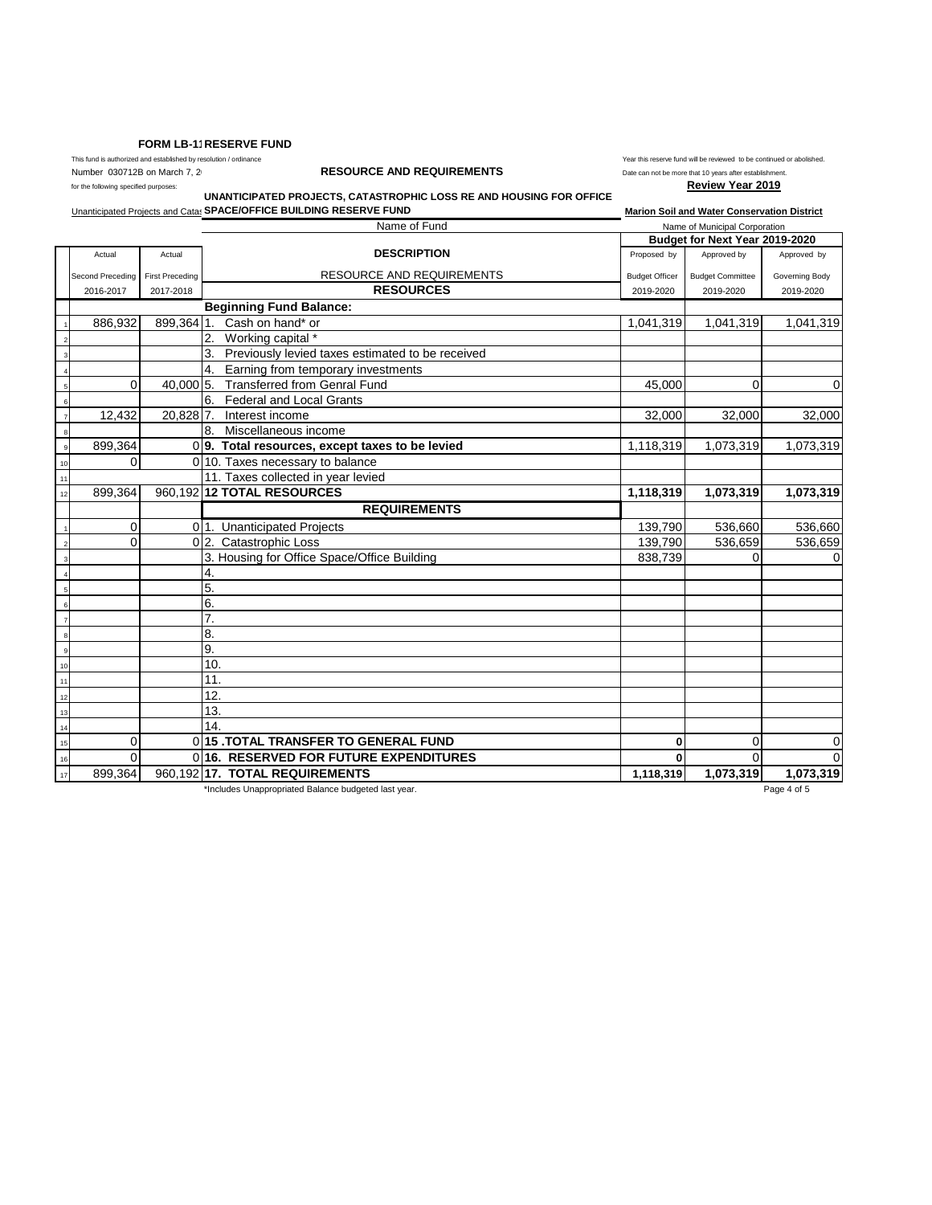**FORM LB-11 RESERVE FUND**

This fund is authorized and established by resolution / ordinance
Number 030712B on March 7, 2
for the following specified purposes:
Unanticipated Projects and Catas

**RESOURCE AND REQUIREMENTS**

**UNANTICIPATED PROJECTS, CATASTROPHIC LOSS RE AND HOUSING FOR OFFICE SPACE/OFFICE BUILDING RESERVE FUND**

Name of Fund

Year this reserve fund will be reviewed to be continued or abolished.
Date can not be more that 10 years after establishment.
**Review Year 2019**

**Marion Soil and Water Conservation District**
Name of Municipal Corporation

| | Actual Second Preceding 2016-2017 | Actual First Preceding 2017-2018 | DESCRIPTION RESOURCE AND REQUIREMENTS | Budget for Next Year 2019-2020 Proposed by Budget Officer 2019-2020 | Approved by Budget Committee 2019-2020 | Approved by Governing Body 2019-2020 |
|---|---|---|---|---|---|---|
| | | | **RESOURCES** | | | |
| | | | **Beginning Fund Balance:** | | | |
| 1 | 886,932 | 899,364 | 1. Cash on hand* or | 1,041,319 | 1,041,319 | 1,041,319 |
| 2 | | | 2. Working capital * | | | |
| 3 | | | 3. Previously levied taxes estimated to be received | | | |
| 4 | | | 4. Earning from temporary investments | | | |
| 5 | 0 | 40,000 | 5. Transferred from Genral Fund | 45,000 | 0 | 0 |
| 6 | | | 6. Federal and Local Grants | | | |
| 7 | 12,432 | 20,828 | 7. Interest income | 32,000 | 32,000 | 32,000 |
| 8 | | | 8. Miscellaneous income | | | |
| 9 | 899,364 | 0 | **9. Total resources, except taxes to be levied** | 1,118,319 | 1,073,319 | 1,073,319 |
| 10 | 0 | 0 | 10. Taxes necessary to balance | | | |
| 11 | | | 11. Taxes collected in year levied | | | |
| 12 | 899,364 | 960,192 | **12 TOTAL RESOURCES** | **1,118,319** | **1,073,319** | **1,073,319** |
| | | | **REQUIREMENTS** | | | |
| 1 | 0 | 0 | 1. Unanticipated Projects | 139,790 | 536,660 | 536,660 |
| 2 | 0 | 0 | 2. Catastrophic Loss | 139,790 | 536,659 | 536,659 |
| 3 | | | 3. Housing for Office Space/Office Building | 838,739 | 0 | 0 |
| 4 | | | 4. | | | |
| 5 | | | 5. | | | |
| 6 | | | 6. | | | |
| 7 | | | 7. | | | |
| 8 | | | 8. | | | |
| 9 | | | 9. | | | |
| 10 | | | 10. | | | |
| 11 | | | 11. | | | |
| 12 | | | 12. | | | |
| 13 | | | 13. | | | |
| 14 | | | 14. | | | |
| 15 | 0 | 0 | **15 .TOTAL TRANSFER TO GENERAL FUND** | **0** | 0 | 0 |
| 16 | 0 | 0 | **16. RESERVED FOR FUTURE EXPENDITURES** | **0** | 0 | 0 |
| 17 | 899,364 | 960,192 | **17. TOTAL REQUIREMENTS** | **1,118,319** | **1,073,319** | **1,073,319** |

*Includes Unappropriated Balance budgeted last year.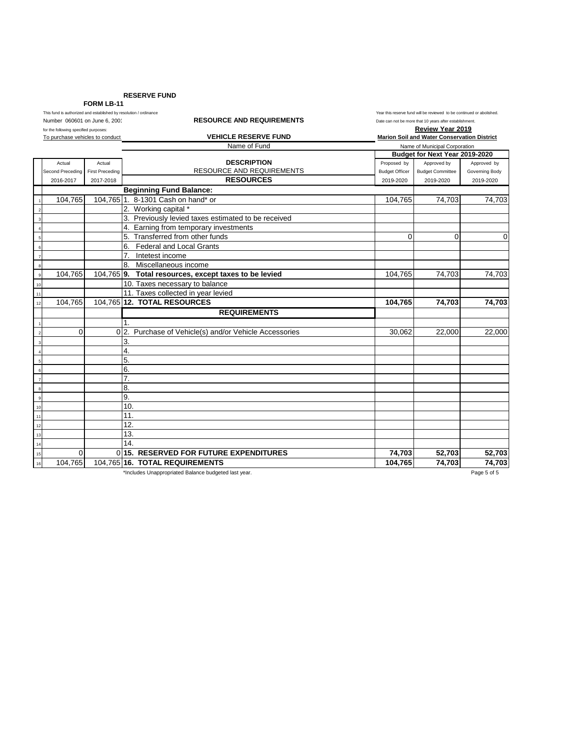**RESERVE FUND**

**FORM LB-11**

This fund is authorized and established by resolution / ordinance
Number 060601 on June 6, 2001
for the following specified purposes:
To purchase vehicles to conduct

**RESOURCE AND REQUIREMENTS**

**VEHICLE RESERVE FUND**
Name of Fund

Year this reserve fund will be reviewed to be continued or abolished.
Date can not be more that 10 years after establishment.
**Review Year 2019**
**Marion Soil and Water Conservation District**
Name of Municipal Corporation

| | Actual Second Preceding 2016-2017 | Actual First Preceding 2017-2018 | DESCRIPTION RESOURCE AND REQUIREMENTS | Budget for Next Year 2019-2020 Proposed by Budget Officer 2019-2020 | Approved by Budget Committee 2019-2020 | Approved by Governing Body 2019-2020 |
|---|---|---|---|---|---|---|
| | | | **RESOURCES** | | | |
| | | | **Beginning Fund Balance:** | | | |
| 1 | 104,765 | 104,765 | 1. 8-1301 Cash on hand* or | 104,765 | 74,703 | 74,703 |
| 2 | | | 2. Working capital * | | | |
| 3 | | | 3. Previously levied taxes estimated to be received | | | |
| 4 | | | 4. Earning from temporary investments | | | |
| 5 | | | 5. Transferred from other funds | 0 | 0 | 0 |
| 6 | | | 6. Federal and Local Grants | | | |
| 7 | | | 7. Intetest income | | | |
| 8 | | | 8. Miscellaneous income | | | |
| 9 | 104,765 | 104,765 | **9. Total resources, except taxes to be levied** | 104,765 | 74,703 | 74,703 |
| 10 | | | 10. Taxes necessary to balance | | | |
| 11 | | | 11. Taxes collected in year levied | | | |
| 12 | 104,765 | 104,765 | **12. TOTAL RESOURCES** | **104,765** | **74,703** | **74,703** |
| | | | **REQUIREMENTS** | | | |
| 1 | | | 1. | | | |
| 2 | 0 | 0 | 2. Purchase of Vehicle(s) and/or Vehicle Accessories | 30,062 | 22,000 | 22,000 |
| 3 | | | 3. | | | |
| 4 | | | 4. | | | |
| 5 | | | 5. | | | |
| 6 | | | 6. | | | |
| 7 | | | 7. | | | |
| 8 | | | 8. | | | |
| 9 | | | 9. | | | |
| 10 | | | 10. | | | |
| 11 | | | 11. | | | |
| 12 | | | 12. | | | |
| 13 | | | 13. | | | |
| 14 | | | 14. | | | |
| 15 | 0 | 0 | **15. RESERVED FOR FUTURE EXPENDITURES** | **74,703** | **52,703** | **52,703** |
| 16 | 104,765 | 104,765 | **16. TOTAL REQUIREMENTS** | **104,765** | **74,703** | **74,703** |

*Includes Unappropriated Balance budgeted last year.